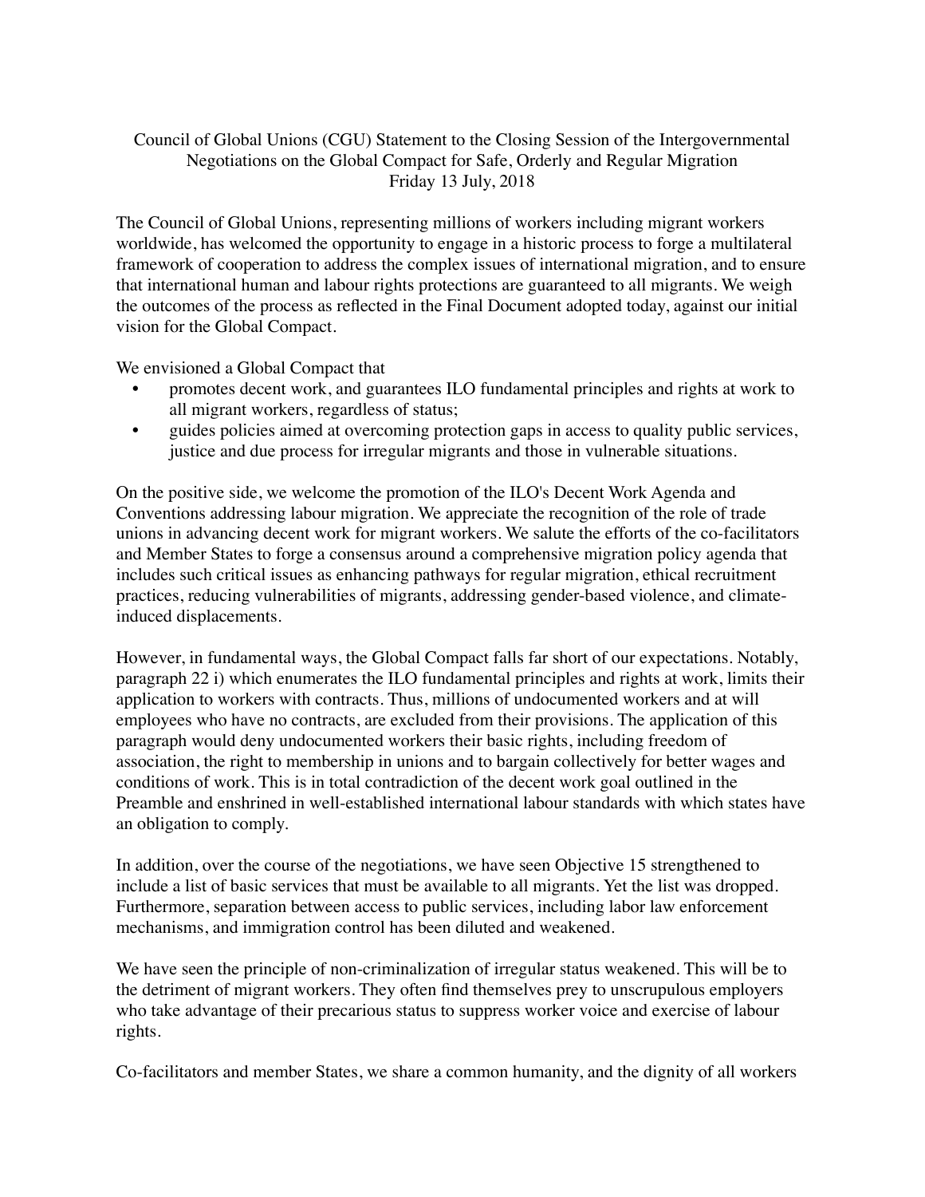# Council of Global Unions (CGU) Statement to the Closing Session of the Intergovernmental Negotiations on the Global Compact for Safe, Orderly and Regular Migration

Friday 13 July, 2018

The Council of Global Unions, representing millions of workers including migrant workers worldwide, has welcomed the opportunity to engage in a historic process to forge a multilateral framework of cooperation to address the complex issues of international migration, and to ensure that international human and labour rights protections are guaranteed to all migrants. We weigh the outcomes of the process as reflected in the Final Document adopted today, against our initial vision for the Global Compact.

We envisioned a Global Compact that

- promotes decent work, and guarantees ILO fundamental principles and rights at work to all migrant workers, regardless of status;
- guides policies aimed at overcoming protection gaps in access to quality public services, justice and due process for irregular migrants and those in vulnerable situations.

On the positive side, we welcome the promotion of the ILO's Decent Work Agenda and Conventions addressing labour migration. We appreciate the recognition of the role of trade unions in advancing decent work for migrant workers. We salute the efforts of the co-facilitators and Member States to forge a consensus around a comprehensive migration policy agenda that includes such critical issues as enhancing pathways for regular migration, ethical recruitment practices, reducing vulnerabilities of migrants, addressing gender-based violence, and climate-induced displacements.

However, in fundamental ways, the Global Compact falls far short of our expectations. Notably, paragraph 22 i) which enumerates the ILO fundamental principles and rights at work, limits their application to workers with contracts. Thus, millions of undocumented workers and at will employees who have no contracts, are excluded from their provisions. The application of this paragraph would deny undocumented workers their basic rights, including freedom of association, the right to membership in unions and to bargain collectively for better wages and conditions of work. This is in total contradiction of the decent work goal outlined in the Preamble and enshrined in well-established international labour standards with which states have an obligation to comply.

In addition, over the course of the negotiations, we have seen Objective 15 strengthened to include a list of basic services that must be available to all migrants. Yet the list was dropped. Furthermore, separation between access to public services, including labor law enforcement mechanisms, and immigration control has been diluted and weakened.

We have seen the principle of non-criminalization of irregular status weakened. This will be to the detriment of migrant workers. They often find themselves prey to unscrupulous employers who take advantage of their precarious status to suppress worker voice and exercise of labour rights.

Co-facilitators and member States, we share a common humanity, and the dignity of all workers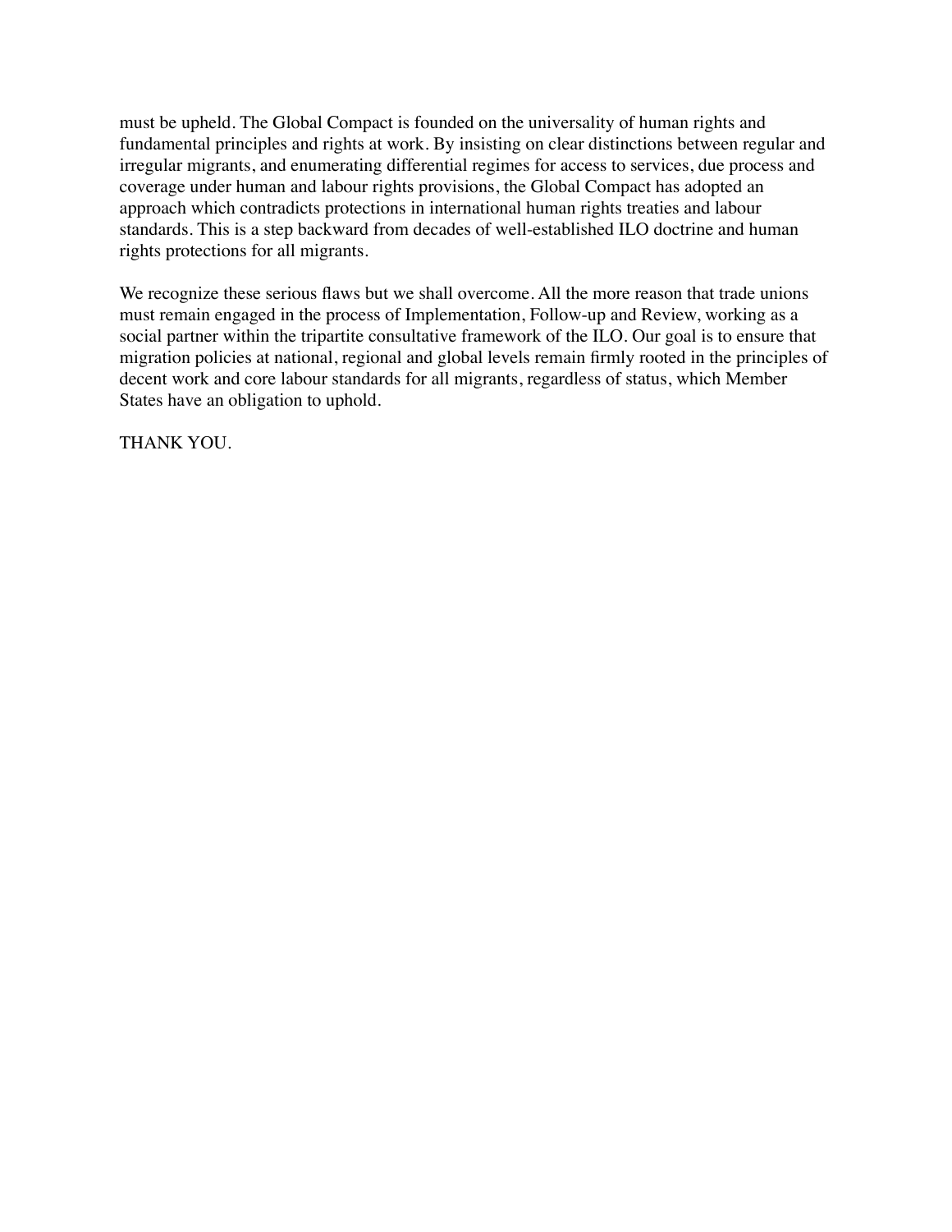must be upheld. The Global Compact is founded on the universality of human rights and fundamental principles and rights at work. By insisting on clear distinctions between regular and irregular migrants, and enumerating differential regimes for access to services, due process and coverage under human and labour rights provisions, the Global Compact has adopted an approach which contradicts protections in international human rights treaties and labour standards. This is a step backward from decades of well-established ILO doctrine and human rights protections for all migrants.

We recognize these serious flaws but we shall overcome. All the more reason that trade unions must remain engaged in the process of Implementation, Follow-up and Review, working as a social partner within the tripartite consultative framework of the ILO. Our goal is to ensure that migration policies at national, regional and global levels remain firmly rooted in the principles of decent work and core labour standards for all migrants, regardless of status, which Member States have an obligation to uphold.

THANK YOU.